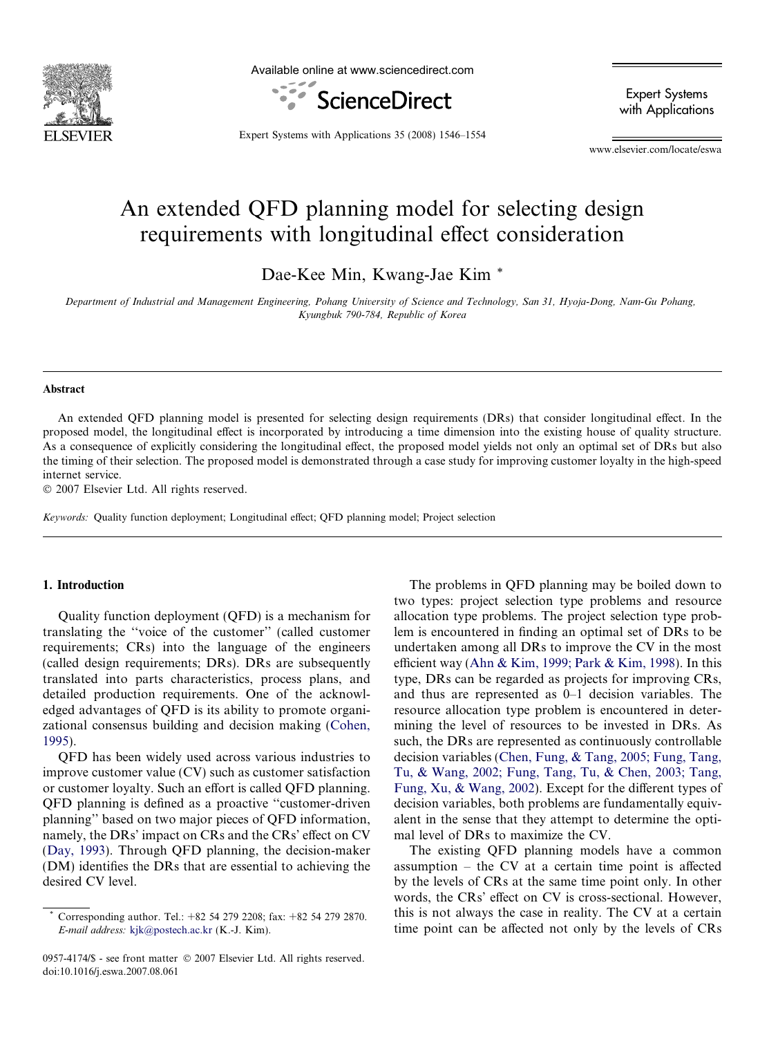# An extended QFD planning model for selecting design requirements with longitudinal effect consideration

Dae-Kee Min, Kwang-Jae Kim *

*Department of Industrial and Management Engineering, Pohang University of Science and Technology, San 31, Hyoja-Dong, Nam-Gu Pohang, Kyungbuk 790-784, Republic of Korea*

## Abstract

An extended QFD planning model is presented for selecting design requirements (DRs) that consider longitudinal effect. In the proposed model, the longitudinal effect is incorporated by introducing a time dimension into the existing house of quality structure. As a consequence of explicitly considering the longitudinal effect, the proposed model yields not only an optimal set of DRs but also the timing of their selection. The proposed model is demonstrated through a case study for improving customer loyalty in the high-speed internet service.

© 2007 Elsevier Ltd. All rights reserved.

*Keywords:* Quality function deployment; Longitudinal effect; QFD planning model; Project selection

## 1. Introduction

Quality function deployment (QFD) is a mechanism for translating the ''voice of the customer'' (called customer requirements; CRs) into the language of the engineers (called design requirements; DRs). DRs are subsequently translated into parts characteristics, process plans, and detailed production requirements. One of the acknowledged advantages of QFD is its ability to promote organizational consensus building and decision making (Cohen, 1995).

QFD has been widely used across various industries to improve customer value (CV) such as customer satisfaction or customer loyalty. Such an effort is called QFD planning. QFD planning is defined as a proactive ''customer-driven planning'' based on two major pieces of QFD information, namely, the DRs' impact on CRs and the CRs' effect on CV (Day, 1993). Through QFD planning, the decision-maker (DM) identifies the DRs that are essential to achieving the desired CV level.

The problems in QFD planning may be boiled down to two types: project selection type problems and resource allocation type problems. The project selection type problem is encountered in finding an optimal set of DRs to be undertaken among all DRs to improve the CV in the most efficient way (Ahn & Kim, 1999; Park & Kim, 1998). In this type, DRs can be regarded as projects for improving CRs, and thus are represented as 0–1 decision variables. The resource allocation type problem is encountered in determining the level of resources to be invested in DRs. As such, the DRs are represented as continuously controllable decision variables (Chen, Fung, & Tang, 2005; Fung, Tang, Tu, & Wang, 2002; Fung, Tang, Tu, & Chen, 2003; Tang, Fung, Xu, & Wang, 2002). Except for the different types of decision variables, both problems are fundamentally equivalent in the sense that they attempt to determine the optimal level of DRs to maximize the CV.

The existing QFD planning models have a common assumption – the CV at a certain time point is affected by the levels of CRs at the same time point only. In other words, the CRs' effect on CV is cross-sectional. However, this is not always the case in reality. The CV at a certain time point can be affected not only by the levels of CRs

* Corresponding author. Tel.: +82 54 279 2208; fax: +82 54 279 2870. *E-mail address:* kjk@postech.ac.kr (K.-J. Kim).

0957-4174/$ - see front matter © 2007 Elsevier Ltd. All rights reserved.
doi:10.1016/j.eswa.2007.08.061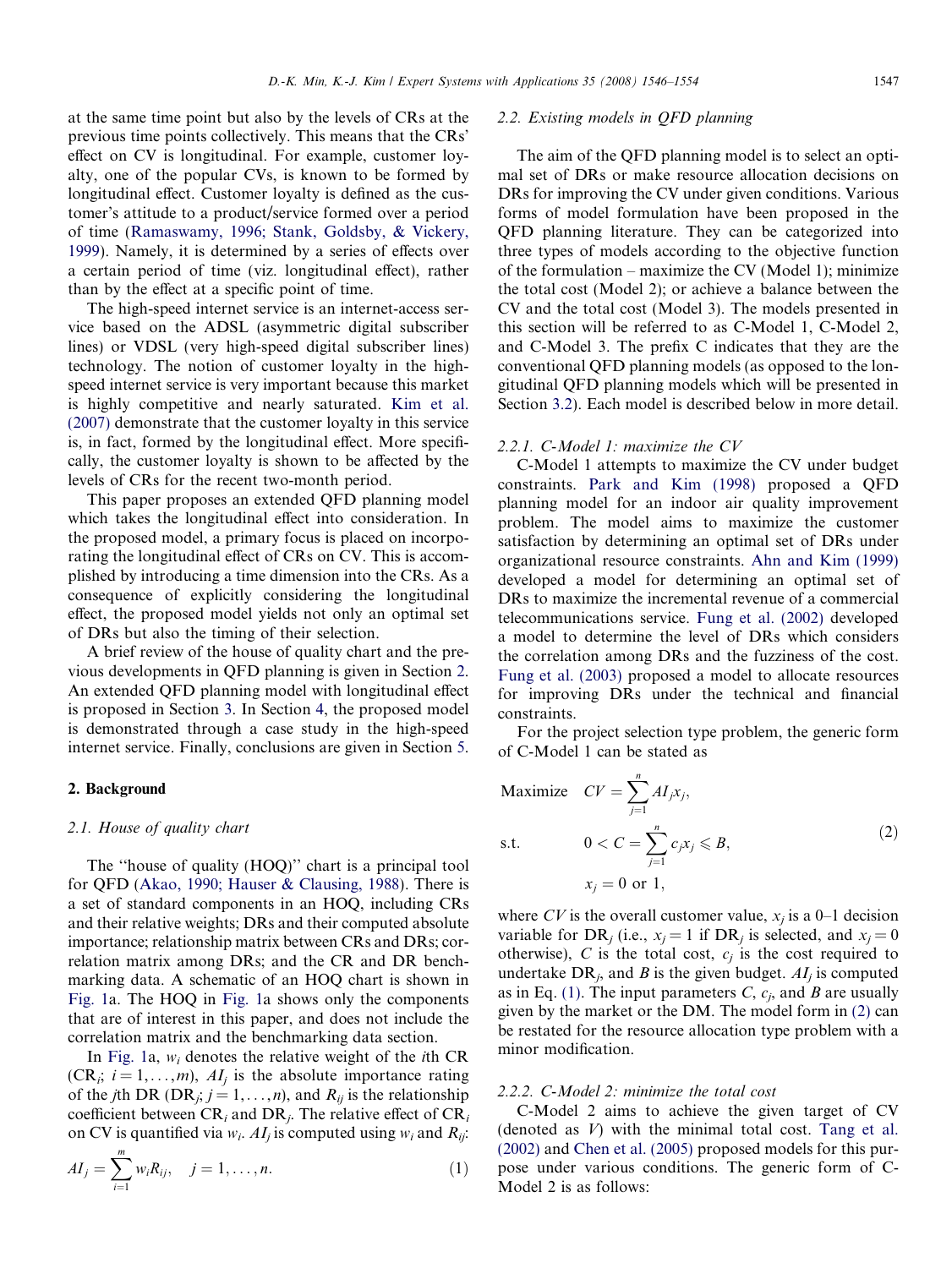at the same time point but also by the levels of CRs at the previous time points collectively. This means that the CRs' effect on CV is longitudinal. For example, customer loyalty, one of the popular CVs, is known to be formed by longitudinal effect. Customer loyalty is defined as the customer's attitude to a product/service formed over a period of time (Ramaswamy, 1996; Stank, Goldsby, & Vickery, 1999). Namely, it is determined by a series of effects over a certain period of time (viz. longitudinal effect), rather than by the effect at a specific point of time.

The high-speed internet service is an internet-access service based on the ADSL (asymmetric digital subscriber lines) or VDSL (very high-speed digital subscriber lines) technology. The notion of customer loyalty in the high-speed internet service is very important because this market is highly competitive and nearly saturated. Kim et al. (2007) demonstrate that the customer loyalty in this service is, in fact, formed by the longitudinal effect. More specifically, the customer loyalty is shown to be affected by the levels of CRs for the recent two-month period.

This paper proposes an extended QFD planning model which takes the longitudinal effect into consideration. In the proposed model, a primary focus is placed on incorporating the longitudinal effect of CRs on CV. This is accomplished by introducing a time dimension into the CRs. As a consequence of explicitly considering the longitudinal effect, the proposed model yields not only an optimal set of DRs but also the timing of their selection.

A brief review of the house of quality chart and the previous developments in QFD planning is given in Section 2. An extended QFD planning model with longitudinal effect is proposed in Section 3. In Section 4, the proposed model is demonstrated through a case study in the high-speed internet service. Finally, conclusions are given in Section 5.

## 2. Background

### 2.1. House of quality chart

The "house of quality (HOQ)" chart is a principal tool for QFD (Akao, 1990; Hauser & Clausing, 1988). There is a set of standard components in an HOQ, including CRs and their relative weights; DRs and their computed absolute importance; relationship matrix between CRs and DRs; correlation matrix among DRs; and the CR and DR benchmarking data. A schematic of an HOQ chart is shown in Fig. 1a. The HOQ in Fig. 1a shows only the components that are of interest in this paper, and does not include the correlation matrix and the benchmarking data section.

In Fig. 1a, $w_i$ denotes the relative weight of the $i$th CR ($\mathrm{CR}_i$; $i = 1,\ldots,m$), $AI_j$ is the absolute importance rating of the $j$th DR ($\mathrm{DR}_j$; $j = 1,\ldots,n$), and $R_{ij}$ is the relationship coefficient between $\mathrm{CR}_i$ and $\mathrm{DR}_j$. The relative effect of $\mathrm{CR}_i$ on CV is quantified via $w_i$. $AI_j$ is computed using $w_i$ and $R_{ij}$:

$$AI_j = \sum_{i=1}^{m} w_i R_{ij}, \quad j = 1,\ldots,n. \tag{1}$$

### 2.2. Existing models in QFD planning

The aim of the QFD planning model is to select an optimal set of DRs or make resource allocation decisions on DRs for improving the CV under given conditions. Various forms of model formulation have been proposed in the QFD planning literature. They can be categorized into three types of models according to the objective function of the formulation – maximize the CV (Model 1); minimize the total cost (Model 2); or achieve a balance between the CV and the total cost (Model 3). The models presented in this section will be referred to as C-Model 1, C-Model 2, and C-Model 3. The prefix C indicates that they are the conventional QFD planning models (as opposed to the longitudinal QFD planning models which will be presented in Section 3.2). Each model is described below in more detail.

#### 2.2.1. C-Model 1: maximize the CV

C-Model 1 attempts to maximize the CV under budget constraints. Park and Kim (1998) proposed a QFD planning model for an indoor air quality improvement problem. The model aims to maximize the customer satisfaction by determining an optimal set of DRs under organizational resource constraints. Ahn and Kim (1999) developed a model for determining an optimal set of DRs to maximize the incremental revenue of a commercial telecommunications service. Fung et al. (2002) developed a model to determine the level of DRs which considers the correlation among DRs and the fuzziness of the cost. Fung et al. (2003) proposed a model to allocate resources for improving DRs under the technical and financial constraints.

For the project selection type problem, the generic form of C-Model 1 can be stated as

$$\begin{aligned}
\text{Maximize} \quad & CV = \sum_{j=1}^{n} AI_j x_j, \\
\text{s.t.} \quad & 0 < C = \sum_{j=1}^{n} c_j x_j \leqslant B, \\
& x_j = 0 \text{ or } 1,
\end{aligned} \tag{2}$$

where $CV$ is the overall customer value, $x_j$ is a 0–1 decision variable for $\mathrm{DR}_j$ (i.e., $x_j = 1$ if $\mathrm{DR}_j$ is selected, and $x_j = 0$ otherwise), $C$ is the total cost, $c_j$ is the cost required to undertake $\mathrm{DR}_j$, and $B$ is the given budget. $AI_j$ is computed as in Eq. (1). The input parameters $C$, $c_j$, and $B$ are usually given by the market or the DM. The model form in (2) can be restated for the resource allocation type problem with a minor modification.

#### 2.2.2. C-Model 2: minimize the total cost

C-Model 2 aims to achieve the given target of CV (denoted as $V$) with the minimal total cost. Tang et al. (2002) and Chen et al. (2005) proposed models for this purpose under various conditions. The generic form of C-Model 2 is as follows: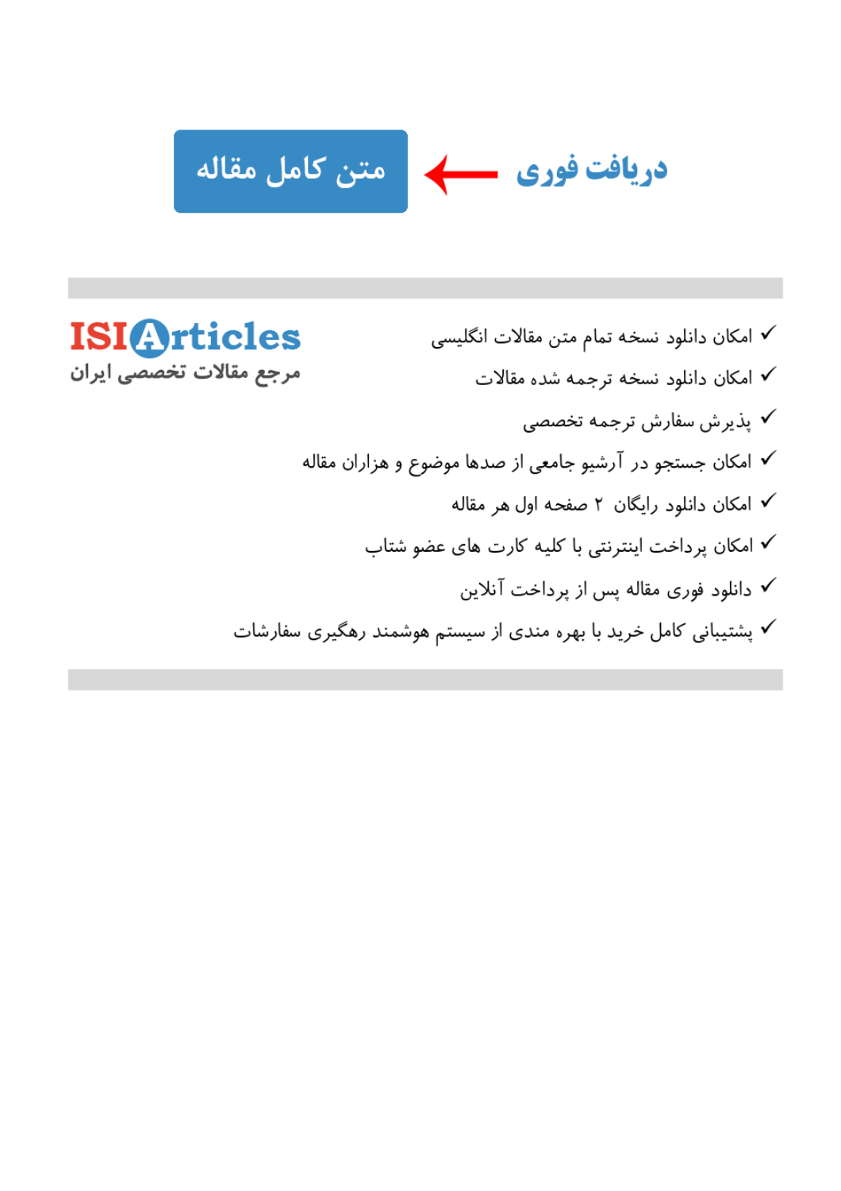دریافت فوری ← متن کامل مقاله

**ISIArticles**
مرجع مقالات تخصصی ایران

- ✓ امکان دانلود نسخه تمام متن مقالات انگلیسی
- ✓ امکان دانلود نسخه ترجمه شده مقالات
- ✓ پذیرش سفارش ترجمه تخصصی
- ✓ امکان جستجو در آرشیو جامعی از صدها موضوع و هزاران مقاله
- ✓ امکان دانلود رایگان ۲ صفحه اول هر مقاله
- ✓ امکان پرداخت اینترنتی با کلیه کارت های عضو شتاب
- ✓ دانلود فوری مقاله پس از پرداخت آنلاین
- ✓ پشتیبانی کامل خرید با بهره مندی از سیستم هوشمند رهگیری سفارشات